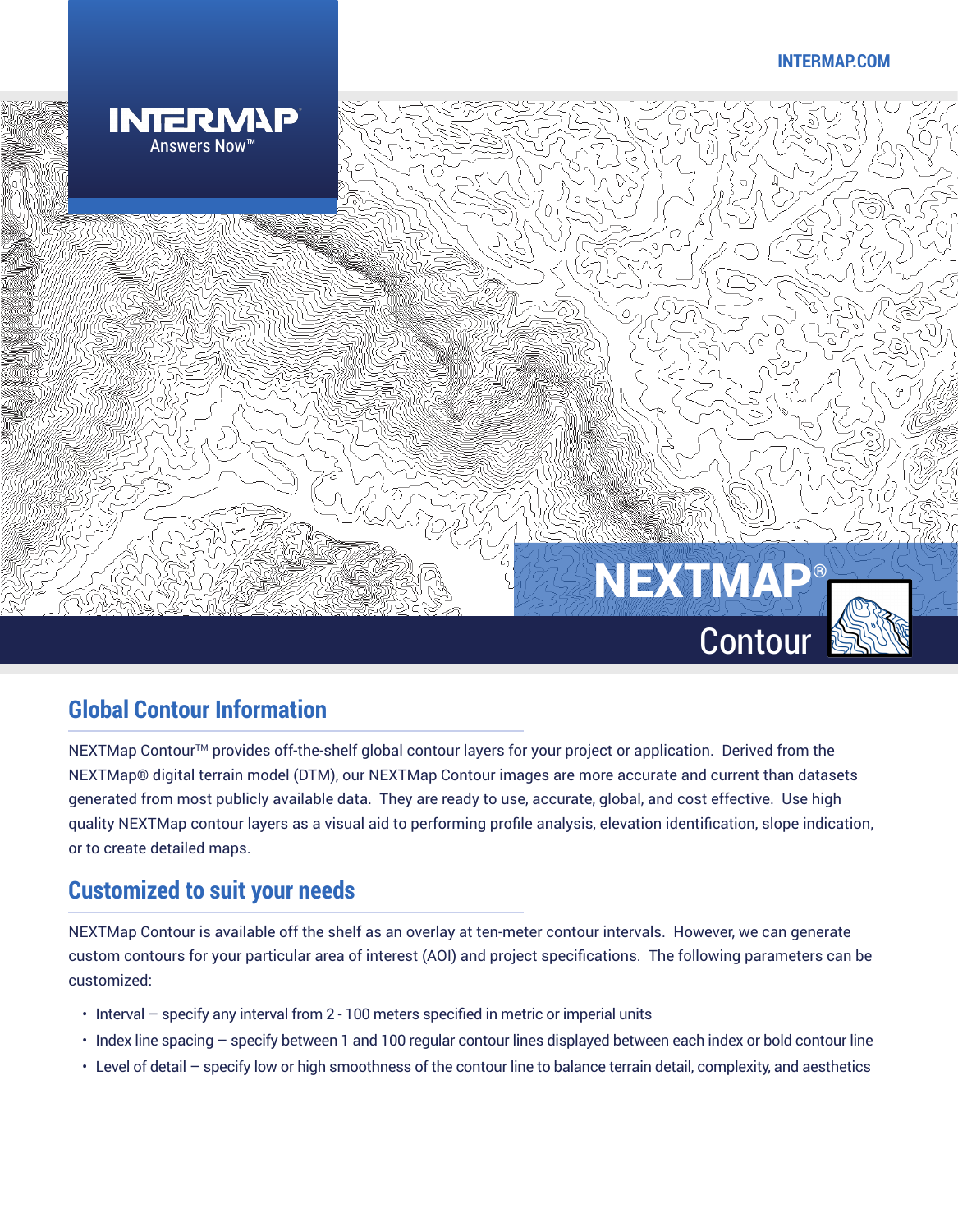# NEXTMAP® Contour

## Global Contour Information

NEXTMap Contour™ provides off-the-shelf global contour layers for your project or application. Derived from the NEXTMap® digital terrain model (DTM), our NEXTMap Contour images are more accurate and current than datasets generated from most publicly available data. They are ready to use, accurate, global, and cost effective. Use high quality NEXTMap contour layers as a visual aid to performing profile analysis, elevation identification, slope indication, or to create detailed maps.

## Customized to suit your needs

NEXTMap Contour is available off the shelf as an overlay at ten-meter contour intervals. However, we can generate custom contours for your particular area of interest (AOI) and project specifications. The following parameters can be customized:

- Interval – specify any interval from 2 - 100 meters specified in metric or imperial units
- Index line spacing – specify between 1 and 100 regular contour lines displayed between each index or bold contour line
- Level of detail – specify low or high smoothness of the contour line to balance terrain detail, complexity, and aesthetics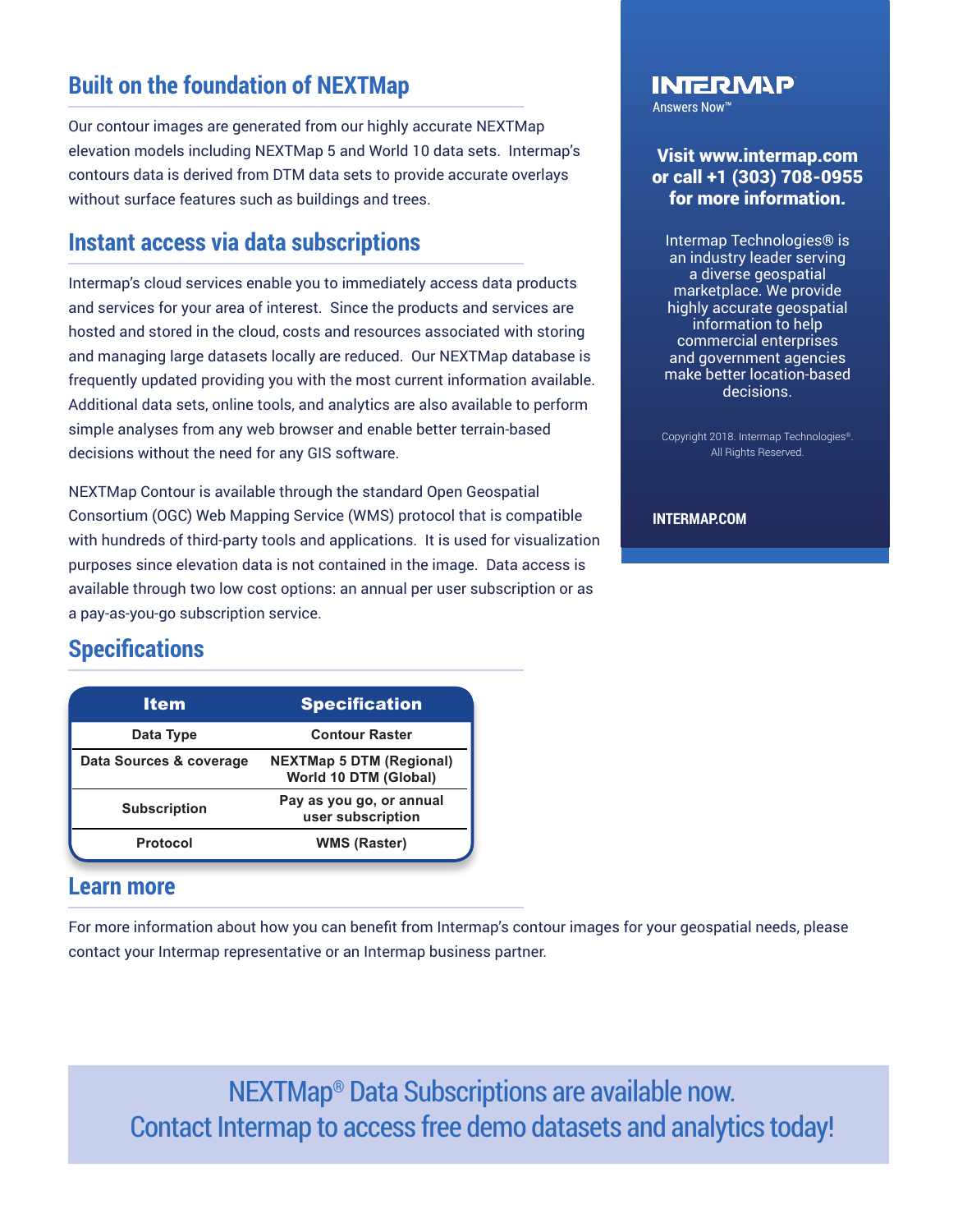## Built on the foundation of NEXTMap

Our contour images are generated from our highly accurate NEXTMap elevation models including NEXTMap 5 and World 10 data sets. Intermap's contours data is derived from DTM data sets to provide accurate overlays without surface features such as buildings and trees.

## Instant access via data subscriptions

Intermap's cloud services enable you to immediately access data products and services for your area of interest. Since the products and services are hosted and stored in the cloud, costs and resources associated with storing and managing large datasets locally are reduced. Our NEXTMap database is frequently updated providing you with the most current information available. Additional data sets, online tools, and analytics are also available to perform simple analyses from any web browser and enable better terrain-based decisions without the need for any GIS software.

NEXTMap Contour is available through the standard Open Geospatial Consortium (OGC) Web Mapping Service (WMS) protocol that is compatible with hundreds of third-party tools and applications. It is used for visualization purposes since elevation data is not contained in the image. Data access is available through two low cost options: an annual per user subscription or as a pay-as-you-go subscription service.

## Specifications

| Item | Specification |
|---|---|
| Data Type | Contour Raster |
| Data Sources & coverage | NEXTMap 5 DTM (Regional) World 10 DTM (Global) |
| Subscription | Pay as you go, or annual user subscription |
| Protocol | WMS (Raster) |

## Learn more

For more information about how you can benefit from Intermap's contour images for your geospatial needs, please contact your Intermap representative or an Intermap business partner.

INTERMAP
Answers Now™

**Visit www.intermap.com or call +1 (303) 708-0955 for more information.**

Intermap Technologies® is an industry leader serving a diverse geospatial marketplace. We provide highly accurate geospatial information to help commercial enterprises and government agencies make better location-based decisions.

Copyright 2018. Intermap Technologies®. All Rights Reserved.

**INTERMAP.COM**

NEXTMap® Data Subscriptions are available now.
Contact Intermap to access free demo datasets and analytics today!